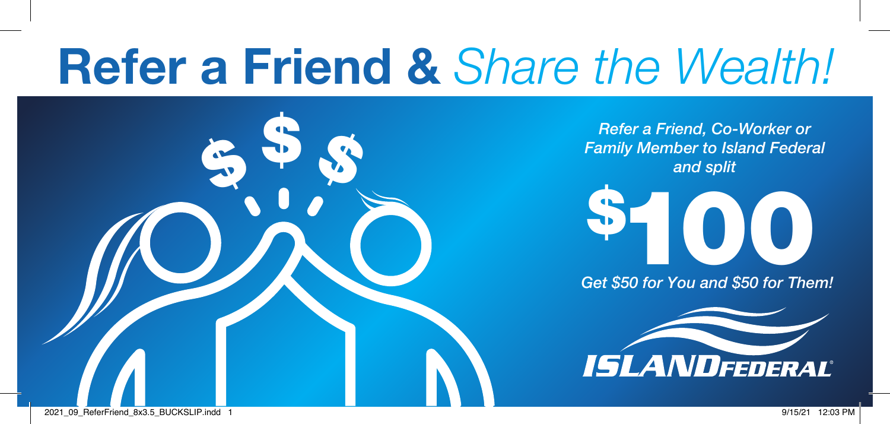# **Refer a Friend &** *Share the Wealth!*

*Refer a Friend, Co-Worker or Family Member to Island Federal and split*

# $100

*Get $50 for You and $50 for Them!*

ISLANDFEDERAL®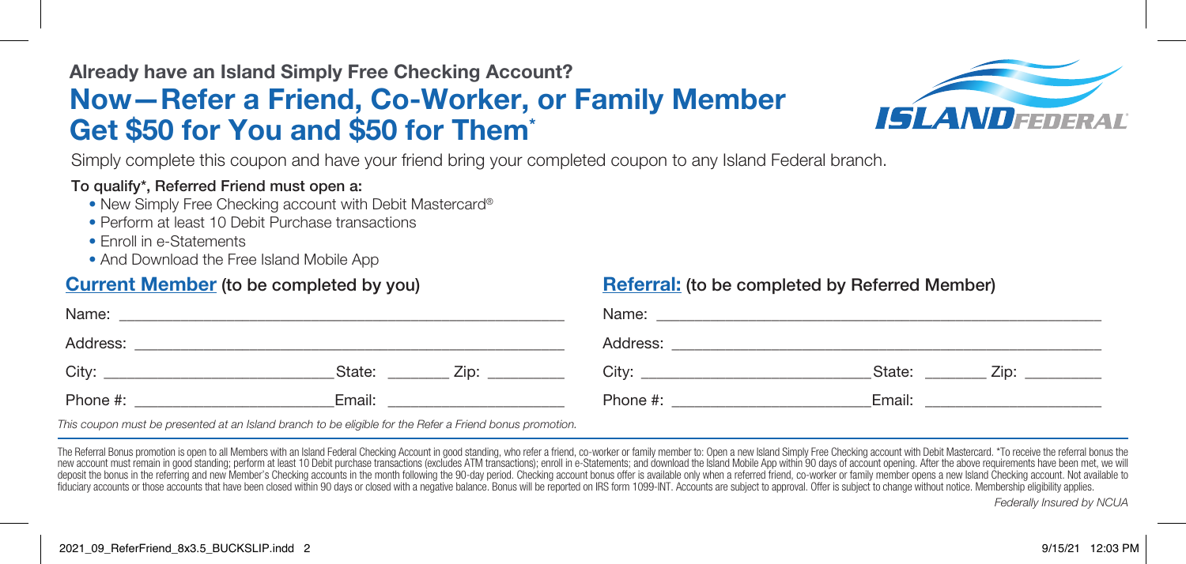**Already have an Island Simply Free Checking Account?**

# Now—Refer a Friend, Co-Worker, or Family Member Get $50 for You and $50 for Them*

ISLAND FEDERAL

Simply complete this coupon and have your friend bring your completed coupon to any Island Federal branch.

**To qualify*, Referred Friend must open a:**

- New Simply Free Checking account with Debit Mastercard®
- Perform at least 10 Debit Purchase transactions
- Enroll in e-Statements
- And Download the Free Island Mobile App

**Current Member** (to be completed by you)

Name: ______________________________

Address: ______________________________

City: ______________ State: ________ Zip: __________

Phone #: ______________ Email: ______________

**Referral:** (to be completed by Referred Member)

Name: ______________________________

Address: ______________________________

City: ______________ State: ________ Zip: __________

Phone #: ______________ Email: ______________

*This coupon must be presented at an Island branch to be eligible for the Refer a Friend bonus promotion.*

The Referral Bonus promotion is open to all Members with an Island Federal Checking Account in good standing, who refer a friend, co-worker or family member to: Open a new Island Simply Free Checking account with Debit Mastercard. *To receive the referral bonus the new account must remain in good standing; perform at least 10 Debit purchase transactions (excludes ATM transactions); enroll in e-Statements; and download the Island Mobile App within 90 days of account opening. After the above requirements have been met, we will deposit the bonus in the referring and new Member's Checking accounts in the month following the 90-day period. Checking account bonus offer is available only when a referred friend, co-worker or family member opens a new Island Checking account. Not available to fiduciary accounts or those accounts that have been closed within 90 days or closed with a negative balance. Bonus will be reported on IRS form 1099-INT. Accounts are subject to approval. Offer is subject to change without notice. Membership eligibility applies.

*Federally Insured by NCUA*